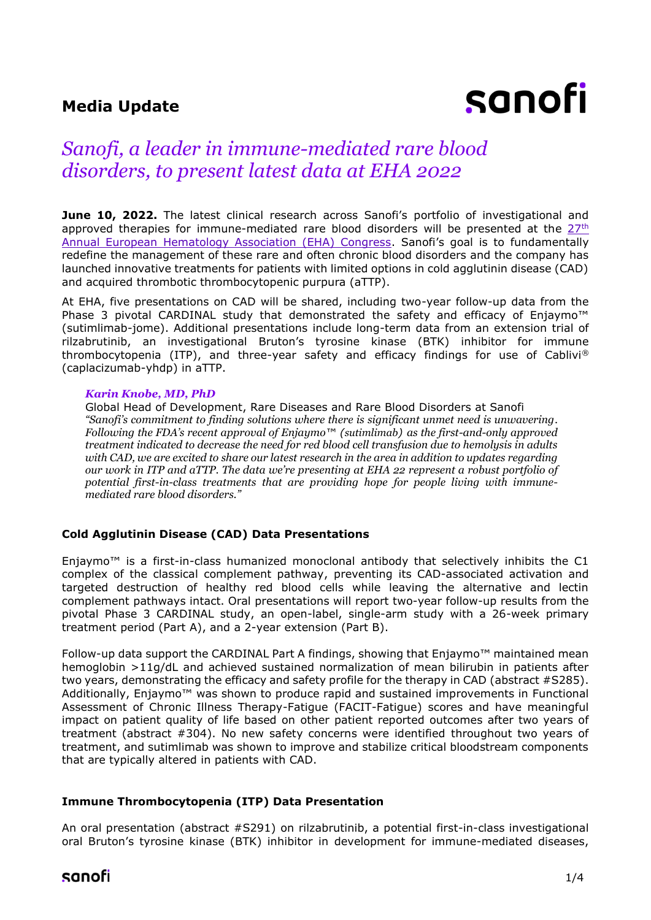**Media Update**

# *Sanofi, a leader in immune-mediated rare blood disorders, to present latest data at EHA 2022*

**June 10, 2022.** The latest clinical research across Sanofi's portfolio of investigational and approved therapies for immune-mediated rare blood disorders will be presented at the 27th Annual European Hematology Association (EHA) Congress. Sanofi's goal is to fundamentally redefine the management of these rare and often chronic blood disorders and the company has launched innovative treatments for patients with limited options in cold agglutinin disease (CAD) and acquired thrombotic thrombocytopenic purpura (aTTP).

At EHA, five presentations on CAD will be shared, including two-year follow-up data from the Phase 3 pivotal CARDINAL study that demonstrated the safety and efficacy of Enjaymo™ (sutimlimab-jome). Additional presentations include long-term data from an extension trial of rilzabrutinib, an investigational Bruton's tyrosine kinase (BTK) inhibitor for immune thrombocytopenia (ITP), and three-year safety and efficacy findings for use of Cablivi® (caplacizumab-yhdp) in aTTP.

> ***Karin Knobe, MD, PhD***
> Global Head of Development, Rare Diseases and Rare Blood Disorders at Sanofi
> *"Sanofi's commitment to finding solutions where there is significant unmet need is unwavering. Following the FDA's recent approval of Enjaymo™ (sutimlimab) as the first-and-only approved treatment indicated to decrease the need for red blood cell transfusion due to hemolysis in adults with CAD, we are excited to share our latest research in the area in addition to updates regarding our work in ITP and aTTP. The data we're presenting at EHA 22 represent a robust portfolio of potential first-in-class treatments that are providing hope for people living with immune-mediated rare blood disorders."*

### Cold Agglutinin Disease (CAD) Data Presentations

Enjaymo™ is a first-in-class humanized monoclonal antibody that selectively inhibits the C1 complex of the classical complement pathway, preventing its CAD-associated activation and targeted destruction of healthy red blood cells while leaving the alternative and lectin complement pathways intact. Oral presentations will report two-year follow-up results from the pivotal Phase 3 CARDINAL study, an open-label, single-arm study with a 26-week primary treatment period (Part A), and a 2-year extension (Part B).

Follow-up data support the CARDINAL Part A findings, showing that Enjaymo™ maintained mean hemoglobin >11g/dL and achieved sustained normalization of mean bilirubin in patients after two years, demonstrating the efficacy and safety profile for the therapy in CAD (abstract #S285). Additionally, Enjaymo™ was shown to produce rapid and sustained improvements in Functional Assessment of Chronic Illness Therapy-Fatigue (FACIT-Fatigue) scores and have meaningful impact on patient quality of life based on other patient reported outcomes after two years of treatment (abstract #304). No new safety concerns were identified throughout two years of treatment, and sutimlimab was shown to improve and stabilize critical bloodstream components that are typically altered in patients with CAD.

### Immune Thrombocytopenia (ITP) Data Presentation

An oral presentation (abstract #S291) on rilzabrutinib, a potential first-in-class investigational oral Bruton's tyrosine kinase (BTK) inhibitor in development for immune-mediated diseases,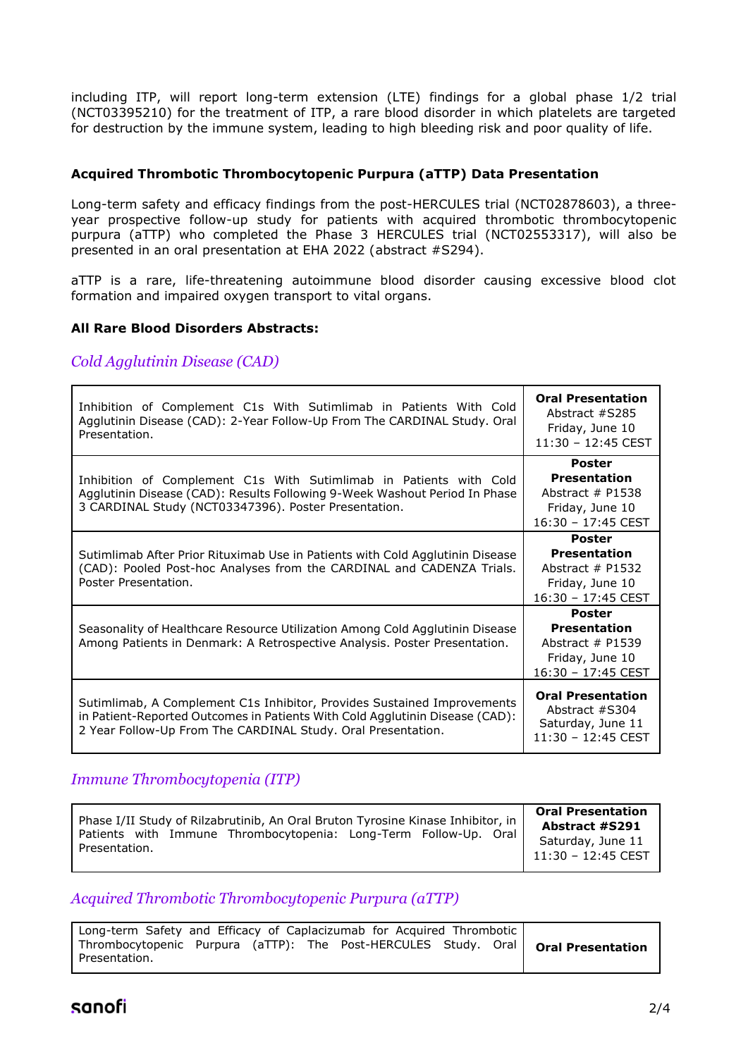including ITP, will report long-term extension (LTE) findings for a global phase 1/2 trial (NCT03395210) for the treatment of ITP, a rare blood disorder in which platelets are targeted for destruction by the immune system, leading to high bleeding risk and poor quality of life.

**Acquired Thrombotic Thrombocytopenic Purpura (aTTP) Data Presentation**

Long-term safety and efficacy findings from the post-HERCULES trial (NCT02878603), a three-year prospective follow-up study for patients with acquired thrombotic thrombocytopenic purpura (aTTP) who completed the Phase 3 HERCULES trial (NCT02553317), will also be presented in an oral presentation at EHA 2022 (abstract #S294).

aTTP is a rare, life-threatening autoimmune blood disorder causing excessive blood clot formation and impaired oxygen transport to vital organs.

**All Rare Blood Disorders Abstracts:**

### *Cold Agglutinin Disease (CAD)*

| | |
|---|---|
| Inhibition of Complement C1s With Sutimlimab in Patients With Cold Agglutinin Disease (CAD): 2-Year Follow-Up From The CARDINAL Study. Oral Presentation. | **Oral Presentation** Abstract #S285 Friday, June 10 11:30 – 12:45 CEST |
| Inhibition of Complement C1s With Sutimlimab in Patients with Cold Agglutinin Disease (CAD): Results Following 9-Week Washout Period In Phase 3 CARDINAL Study (NCT03347396). Poster Presentation. | **Poster Presentation** Abstract # P1538 Friday, June 10 16:30 – 17:45 CEST |
| Sutimlimab After Prior Rituximab Use in Patients with Cold Agglutinin Disease (CAD): Pooled Post-hoc Analyses from the CARDINAL and CADENZA Trials. Poster Presentation. | **Poster Presentation** Abstract # P1532 Friday, June 10 16:30 – 17:45 CEST |
| Seasonality of Healthcare Resource Utilization Among Cold Agglutinin Disease Among Patients in Denmark: A Retrospective Analysis. Poster Presentation. | **Poster Presentation** Abstract # P1539 Friday, June 10 16:30 – 17:45 CEST |
| Sutimlimab, A Complement C1s Inhibitor, Provides Sustained Improvements in Patient-Reported Outcomes in Patients With Cold Agglutinin Disease (CAD): 2 Year Follow-Up From The CARDINAL Study. Oral Presentation. | **Oral Presentation** Abstract #S304 Saturday, June 11 11:30 – 12:45 CEST |

### *Immune Thrombocytopenia (ITP)*

| | |
|---|---|
| Phase I/II Study of Rilzabrutinib, An Oral Bruton Tyrosine Kinase Inhibitor, in Patients with Immune Thrombocytopenia: Long-Term Follow-Up. Oral Presentation. | **Oral Presentation Abstract #S291** Saturday, June 11 11:30 – 12:45 CEST |

### *Acquired Thrombotic Thrombocytopenic Purpura (aTTP)*

| | |
|---|---|
| Long-term Safety and Efficacy of Caplacizumab for Acquired Thrombotic Thrombocytopenic Purpura (aTTP): The Post-HERCULES Study. Oral Presentation. | **Oral Presentation** |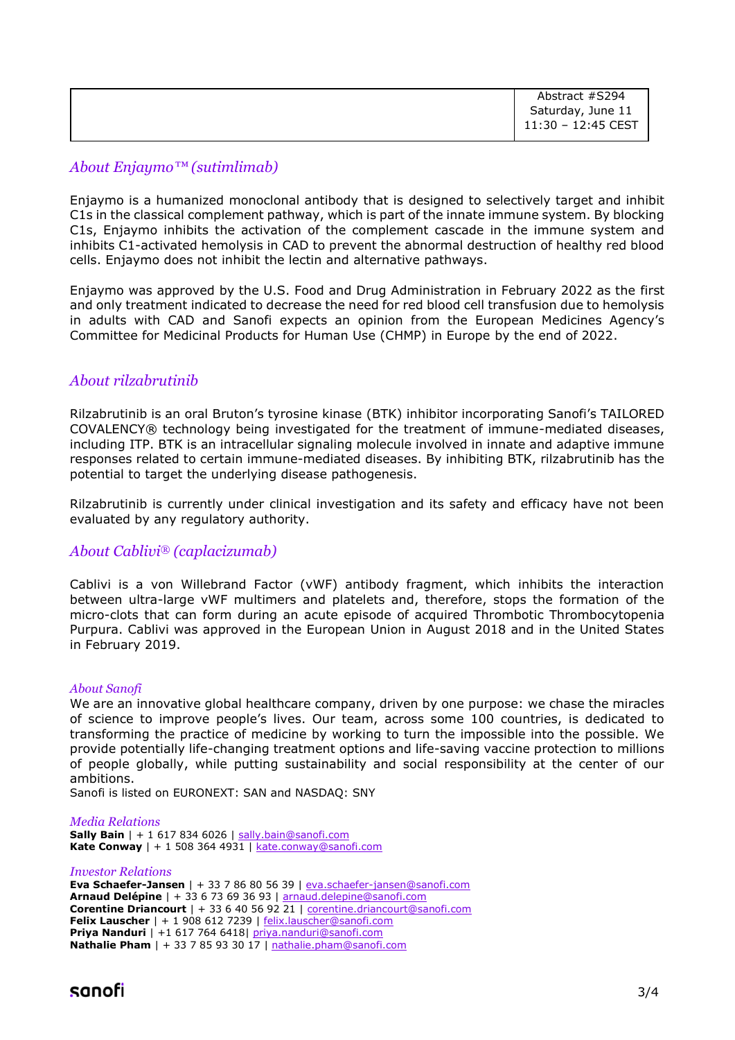| | Abstract #S294<br>Saturday, June 11<br>11:30 – 12:45 CEST |
|---|---|

## *About Enjaymo™ (sutimlimab)*

Enjaymo is a humanized monoclonal antibody that is designed to selectively target and inhibit C1s in the classical complement pathway, which is part of the innate immune system. By blocking C1s, Enjaymo inhibits the activation of the complement cascade in the immune system and inhibits C1-activated hemolysis in CAD to prevent the abnormal destruction of healthy red blood cells. Enjaymo does not inhibit the lectin and alternative pathways.

Enjaymo was approved by the U.S. Food and Drug Administration in February 2022 as the first and only treatment indicated to decrease the need for red blood cell transfusion due to hemolysis in adults with CAD and Sanofi expects an opinion from the European Medicines Agency's Committee for Medicinal Products for Human Use (CHMP) in Europe by the end of 2022.

## *About rilzabrutinib*

Rilzabrutinib is an oral Bruton's tyrosine kinase (BTK) inhibitor incorporating Sanofi's TAILORED COVALENCY® technology being investigated for the treatment of immune-mediated diseases, including ITP. BTK is an intracellular signaling molecule involved in innate and adaptive immune responses related to certain immune-mediated diseases. By inhibiting BTK, rilzabrutinib has the potential to target the underlying disease pathogenesis.

Rilzabrutinib is currently under clinical investigation and its safety and efficacy have not been evaluated by any regulatory authority.

## *About Cablivi® (caplacizumab)*

Cablivi is a von Willebrand Factor (vWF) antibody fragment, which inhibits the interaction between ultra-large vWF multimers and platelets and, therefore, stops the formation of the micro-clots that can form during an acute episode of acquired Thrombotic Thrombocytopenia Purpura. Cablivi was approved in the European Union in August 2018 and in the United States in February 2019.

### *About Sanofi*

We are an innovative global healthcare company, driven by one purpose: we chase the miracles of science to improve people's lives. Our team, across some 100 countries, is dedicated to transforming the practice of medicine by working to turn the impossible into the possible. We provide potentially life-changing treatment options and life-saving vaccine protection to millions of people globally, while putting sustainability and social responsibility at the center of our ambitions.
Sanofi is listed on EURONEXT: SAN and NASDAQ: SNY

### *Media Relations*

**Sally Bain** | + 1 617 834 6026 | sally.bain@sanofi.com
**Kate Conway** | + 1 508 364 4931 | kate.conway@sanofi.com

### *Investor Relations*

**Eva Schaefer-Jansen** | + 33 7 86 80 56 39 | eva.schaefer-jansen@sanofi.com
**Arnaud Delépine** | + 33 6 73 69 36 93 | arnaud.delepine@sanofi.com
**Corentine Driancourt** | + 33 6 40 56 92 21 | corentine.driancourt@sanofi.com
**Felix Lauscher** | + 1 908 612 7239 | felix.lauscher@sanofi.com
**Priya Nanduri** | +1 617 764 6418| priya.nanduri@sanofi.com
**Nathalie Pham** | + 33 7 85 93 30 17 | nathalie.pham@sanofi.com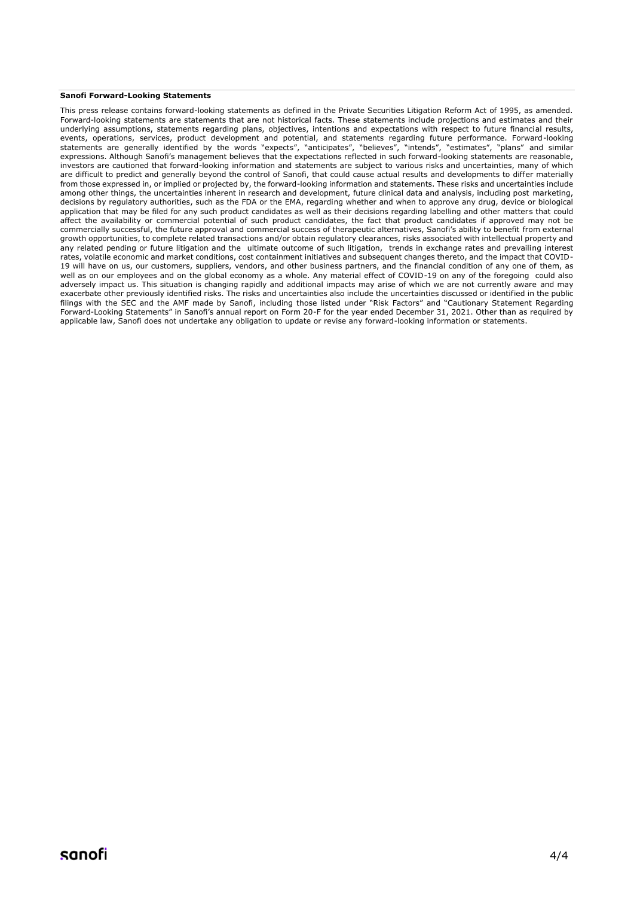**Sanofi Forward-Looking Statements**

This press release contains forward-looking statements as defined in the Private Securities Litigation Reform Act of 1995, as amended. Forward-looking statements are statements that are not historical facts. These statements include projections and estimates and their underlying assumptions, statements regarding plans, objectives, intentions and expectations with respect to future financial results, events, operations, services, product development and potential, and statements regarding future performance. Forward-looking statements are generally identified by the words "expects", "anticipates", "believes", "intends", "estimates", "plans" and similar expressions. Although Sanofi's management believes that the expectations reflected in such forward-looking statements are reasonable, investors are cautioned that forward-looking information and statements are subject to various risks and uncertainties, many of which are difficult to predict and generally beyond the control of Sanofi, that could cause actual results and developments to differ materially from those expressed in, or implied or projected by, the forward-looking information and statements. These risks and uncertainties include among other things, the uncertainties inherent in research and development, future clinical data and analysis, including post marketing, decisions by regulatory authorities, such as the FDA or the EMA, regarding whether and when to approve any drug, device or biological application that may be filed for any such product candidates as well as their decisions regarding labelling and other matters that could affect the availability or commercial potential of such product candidates, the fact that product candidates if approved may not be commercially successful, the future approval and commercial success of therapeutic alternatives, Sanofi's ability to benefit from external growth opportunities, to complete related transactions and/or obtain regulatory clearances, risks associated with intellectual property and any related pending or future litigation and the ultimate outcome of such litigation, trends in exchange rates and prevailing interest rates, volatile economic and market conditions, cost containment initiatives and subsequent changes thereto, and the impact that COVID-19 will have on us, our customers, suppliers, vendors, and other business partners, and the financial condition of any one of them, as well as on our employees and on the global economy as a whole. Any material effect of COVID-19 on any of the foregoing could also adversely impact us. This situation is changing rapidly and additional impacts may arise of which we are not currently aware and may exacerbate other previously identified risks. The risks and uncertainties also include the uncertainties discussed or identified in the public filings with the SEC and the AMF made by Sanofi, including those listed under "Risk Factors" and "Cautionary Statement Regarding Forward-Looking Statements" in Sanofi's annual report on Form 20-F for the year ended December 31, 2021. Other than as required by applicable law, Sanofi does not undertake any obligation to update or revise any forward-looking information or statements.